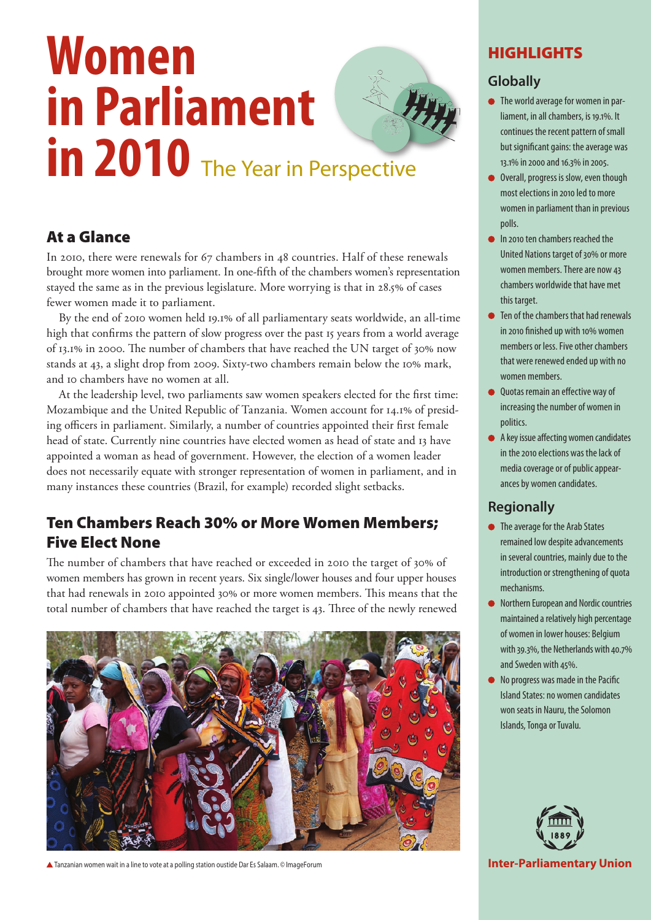# Women in Parliament in 2010 The Year in Perspective

## At a Glance

In 2010, there were renewals for 67 chambers in 48 countries. Half of these renewals brought more women into parliament. In one-fifth of the chambers women's representation stayed the same as in the previous legislature. More worrying is that in 28.5% of cases fewer women made it to parliament.

By the end of 2010 women held 19.1% of all parliamentary seats worldwide, an all-time high that confirms the pattern of slow progress over the past 15 years from a world average of 13.1% in 2000. The number of chambers that have reached the UN target of 30% now stands at 43, a slight drop from 2009. Sixty-two chambers remain below the 10% mark, and 10 chambers have no women at all.

At the leadership level, two parliaments saw women speakers elected for the first time: Mozambique and the United Republic of Tanzania. Women account for 14.1% of presiding officers in parliament. Similarly, a number of countries appointed their first female head of state. Currently nine countries have elected women as head of state and 13 have appointed a woman as head of government. However, the election of a women leader does not necessarily equate with stronger representation of women in parliament, and in many instances these countries (Brazil, for example) recorded slight setbacks.

## Ten Chambers Reach 30% or More Women Members; Five Elect None

The number of chambers that have reached or exceeded in 2010 the target of 30% of women members has grown in recent years. Six single/lower houses and four upper houses that had renewals in 2010 appointed 30% or more women members. This means that the total number of chambers that have reached the target is 43. Three of the newly renewed

▲ Tanzanian women wait in a line to vote at a polling station oustide Dar Es Salaam. © ImageForum

## HIGHLIGHTS

### Globally

- The world average for women in parliament, in all chambers, is 19.1%. It continues the recent pattern of small but significant gains: the average was 13.1% in 2000 and 16.3% in 2005.
- Overall, progress is slow, even though most elections in 2010 led to more women in parliament than in previous polls.
- In 2010 ten chambers reached the United Nations target of 30% or more women members. There are now 43 chambers worldwide that have met this target.
- Ten of the chambers that had renewals in 2010 finished up with 10% women members or less. Five other chambers that were renewed ended up with no women members.
- Quotas remain an effective way of increasing the number of women in politics.
- A key issue affecting women candidates in the 2010 elections was the lack of media coverage or of public appearances by women candidates.

### Regionally

- The average for the Arab States remained low despite advancements in several countries, mainly due to the introduction or strengthening of quota mechanisms.
- Northern European and Nordic countries maintained a relatively high percentage of women in lower houses: Belgium with 39.3%, the Netherlands with 40.7% and Sweden with 45%.
- No progress was made in the Pacific Island States: no women candidates won seats in Nauru, the Solomon Islands, Tonga or Tuvalu.

1889

**Inter-Parliamentary Union**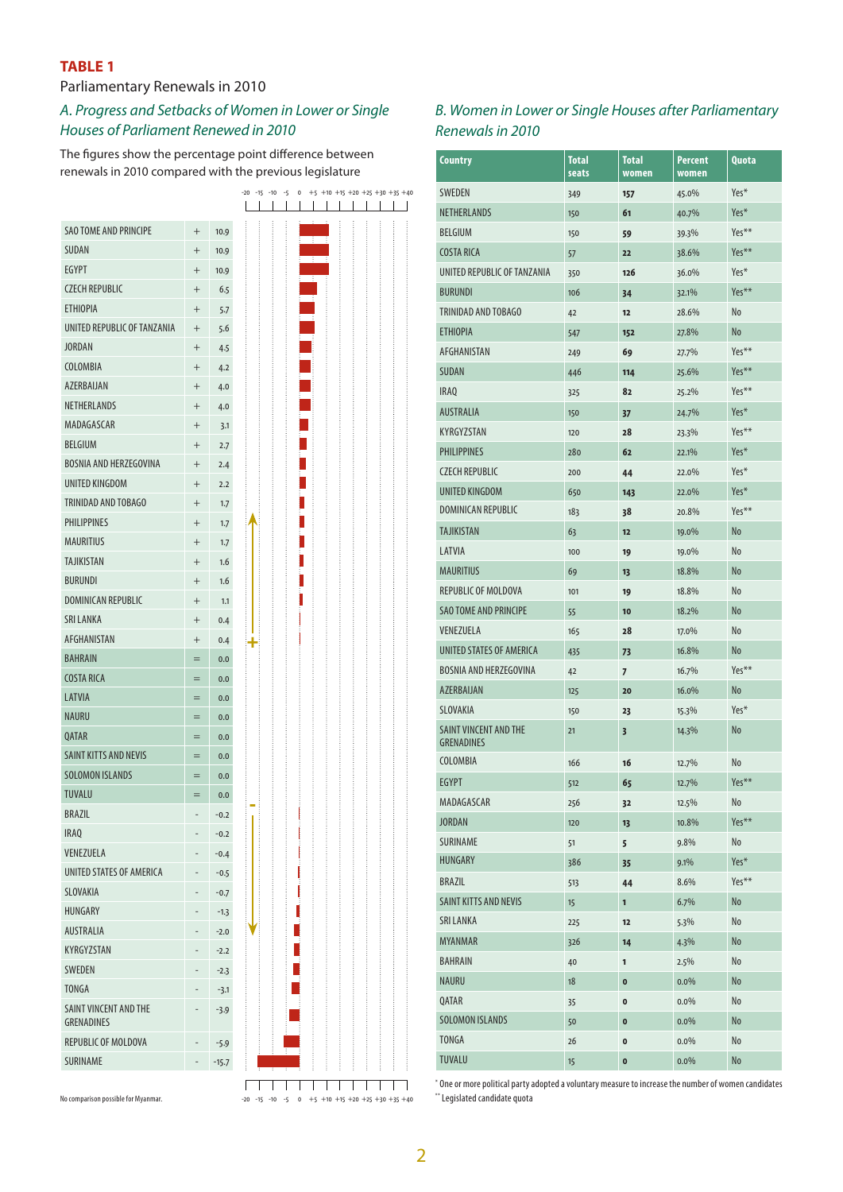**TABLE 1**

Parliamentary Renewals in 2010

### *A. Progress and Setbacks of Women in Lower or Single Houses of Parliament Renewed in 2010*

The figures show the percentage point difference between renewals in 2010 compared with the previous legislature

| Country | | Difference |
|---|---|---|
| SAO TOME AND PRINCIPE | + | 10.9 |
| SUDAN | + | 10.9 |
| EGYPT | + | 10.9 |
| CZECH REPUBLIC | + | 6.5 |
| ETHIOPIA | + | 5.7 |
| UNITED REPUBLIC OF TANZANIA | + | 5.6 |
| JORDAN | + | 4.5 |
| COLOMBIA | + | 4.2 |
| AZERBAIJAN | + | 4.0 |
| NETHERLANDS | + | 4.0 |
| MADAGASCAR | + | 3.1 |
| BELGIUM | + | 2.7 |
| BOSNIA AND HERZEGOVINA | + | 2.4 |
| UNITED KINGDOM | + | 2.2 |
| TRINIDAD AND TOBAGO | + | 1.7 |
| PHILIPPINES | + | 1.7 |
| MAURITIUS | + | 1.7 |
| TAJIKISTAN | + | 1.6 |
| BURUNDI | + | 1.6 |
| DOMINICAN REPUBLIC | + | 1.1 |
| SRI LANKA | + | 0.4 |
| AFGHANISTAN | + | 0.4 |
| BAHRAIN | = | 0.0 |
| COSTA RICA | = | 0.0 |
| LATVIA | = | 0.0 |
| NAURU | = | 0.0 |
| QATAR | = | 0.0 |
| SAINT KITTS AND NEVIS | = | 0.0 |
| SOLOMON ISLANDS | = | 0.0 |
| TUVALU | = | 0.0 |
| BRAZIL | - | -0.2 |
| IRAQ | - | -0.2 |
| VENEZUELA | - | -0.4 |
| UNITED STATES OF AMERICA | - | -0.5 |
| SLOVAKIA | - | -0.7 |
| HUNGARY | - | -1.3 |
| AUSTRALIA | - | -2.0 |
| KYRGYZSTAN | - | -2.2 |
| SWEDEN | - | -2.3 |
| TONGA | - | -3.1 |
| SAINT VINCENT AND THE GRENADINES | - | -3.9 |
| REPUBLIC OF MOLDOVA | - | -5.9 |
| SURINAME | - | -15.7 |

No comparison possible for Myanmar.

### *B. Women in Lower or Single Houses after Parliamentary Renewals in 2010*

| Country | Total seats | Total women | Percent women | Quota |
|---|---|---|---|---|
| SWEDEN | 349 | 157 | 45.0% | Yes* |
| NETHERLANDS | 150 | 61 | 40.7% | Yes* |
| BELGIUM | 150 | 59 | 39.3% | Yes** |
| COSTA RICA | 57 | 22 | 38.6% | Yes** |
| UNITED REPUBLIC OF TANZANIA | 350 | 126 | 36.0% | Yes* |
| BURUNDI | 106 | 34 | 32.1% | Yes** |
| TRINIDAD AND TOBAGO | 42 | 12 | 28.6% | No |
| ETHIOPIA | 547 | 152 | 27.8% | No |
| AFGHANISTAN | 249 | 69 | 27.7% | Yes** |
| SUDAN | 446 | 114 | 25.6% | Yes** |
| IRAQ | 325 | 82 | 25.2% | Yes** |
| AUSTRALIA | 150 | 37 | 24.7% | Yes* |
| KYRGYZSTAN | 120 | 28 | 23.3% | Yes** |
| PHILIPPINES | 280 | 62 | 22.1% | Yes* |
| CZECH REPUBLIC | 200 | 44 | 22.0% | Yes* |
| UNITED KINGDOM | 650 | 143 | 22.0% | Yes* |
| DOMINICAN REPUBLIC | 183 | 38 | 20.8% | Yes** |
| TAJIKISTAN | 63 | 12 | 19.0% | No |
| LATVIA | 100 | 19 | 19.0% | No |
| MAURITIUS | 69 | 13 | 18.8% | No |
| REPUBLIC OF MOLDOVA | 101 | 19 | 18.8% | No |
| SAO TOME AND PRINCIPE | 55 | 10 | 18.2% | No |
| VENEZUELA | 165 | 28 | 17.0% | No |
| UNITED STATES OF AMERICA | 435 | 73 | 16.8% | No |
| BOSNIA AND HERZEGOVINA | 42 | 7 | 16.7% | Yes** |
| AZERBAIJAN | 125 | 20 | 16.0% | No |
| SLOVAKIA | 150 | 23 | 15.3% | Yes* |
| SAINT VINCENT AND THE GRENADINES | 21 | 3 | 14.3% | No |
| COLOMBIA | 166 | 16 | 12.7% | No |
| EGYPT | 512 | 65 | 12.7% | Yes** |
| MADAGASCAR | 256 | 32 | 12.5% | No |
| JORDAN | 120 | 13 | 10.8% | Yes** |
| SURINAME | 51 | 5 | 9.8% | No |
| HUNGARY | 386 | 35 | 9.1% | Yes* |
| BRAZIL | 513 | 44 | 8.6% | Yes** |
| SAINT KITTS AND NEVIS | 15 | 1 | 6.7% | No |
| SRI LANKA | 225 | 12 | 5.3% | No |
| MYANMAR | 326 | 14 | 4.3% | No |
| BAHRAIN | 40 | 1 | 2.5% | No |
| NAURU | 18 | 0 | 0.0% | No |
| QATAR | 35 | 0 | 0.0% | No |
| SOLOMON ISLANDS | 50 | 0 | 0.0% | No |
| TONGA | 26 | 0 | 0.0% | No |
| TUVALU | 15 | 0 | 0.0% | No |

\* One or more political party adopted a voluntary measure to increase the number of women candidates

\*\* Legislated candidate quota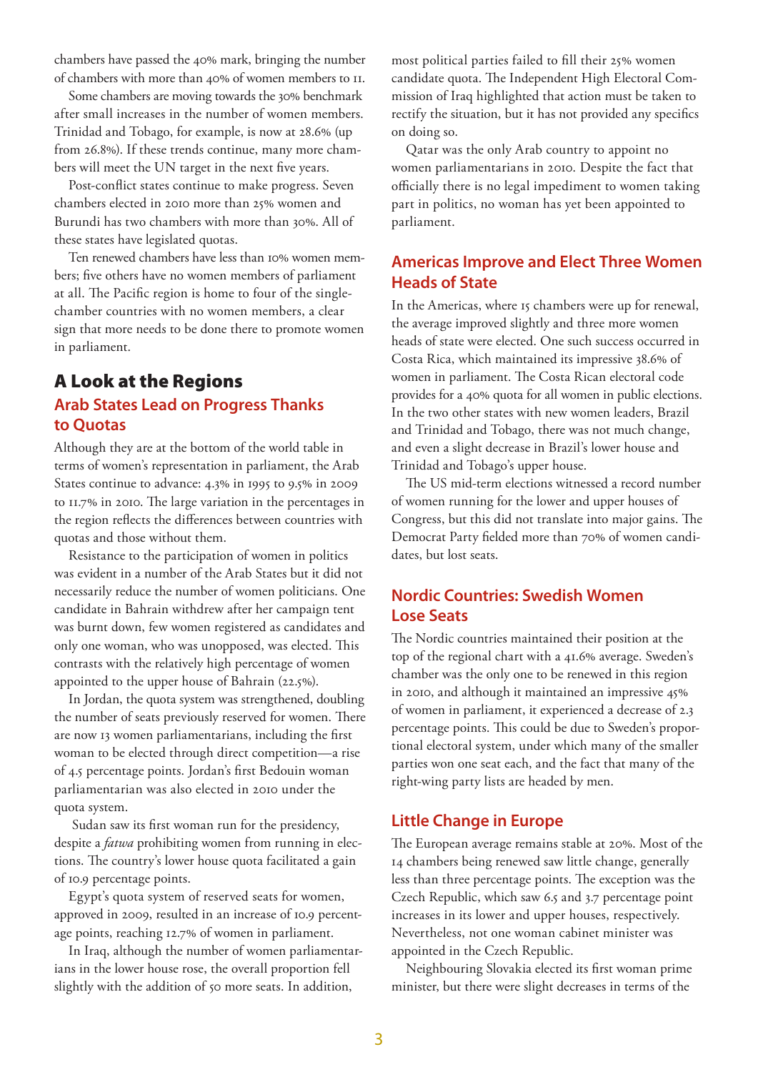chambers have passed the 40% mark, bringing the number of chambers with more than 40% of women members to 11.

Some chambers are moving towards the 30% benchmark after small increases in the number of women members. Trinidad and Tobago, for example, is now at 28.6% (up from 26.8%). If these trends continue, many more chambers will meet the UN target in the next five years.

Post-conflict states continue to make progress. Seven chambers elected in 2010 more than 25% women and Burundi has two chambers with more than 30%. All of these states have legislated quotas.

Ten renewed chambers have less than 10% women members; five others have no women members of parliament at all. The Pacific region is home to four of the single-chamber countries with no women members, a clear sign that more needs to be done there to promote women in parliament.

# A Look at the Regions

## Arab States Lead on Progress Thanks to Quotas

Although they are at the bottom of the world table in terms of women's representation in parliament, the Arab States continue to advance: 4.3% in 1995 to 9.5% in 2009 to 11.7% in 2010. The large variation in the percentages in the region reflects the differences between countries with quotas and those without them.

Resistance to the participation of women in politics was evident in a number of the Arab States but it did not necessarily reduce the number of women politicians. One candidate in Bahrain withdrew after her campaign tent was burnt down, few women registered as candidates and only one woman, who was unopposed, was elected. This contrasts with the relatively high percentage of women appointed to the upper house of Bahrain (22.5%).

In Jordan, the quota system was strengthened, doubling the number of seats previously reserved for women. There are now 13 women parliamentarians, including the first woman to be elected through direct competition—a rise of 4.5 percentage points. Jordan's first Bedouin woman parliamentarian was also elected in 2010 under the quota system.

Sudan saw its first woman run for the presidency, despite a *fatwa* prohibiting women from running in elections. The country's lower house quota facilitated a gain of 10.9 percentage points.

Egypt's quota system of reserved seats for women, approved in 2009, resulted in an increase of 10.9 percentage points, reaching 12.7% of women in parliament.

In Iraq, although the number of women parliamentarians in the lower house rose, the overall proportion fell slightly with the addition of 50 more seats. In addition, most political parties failed to fill their 25% women candidate quota. The Independent High Electoral Commission of Iraq highlighted that action must be taken to rectify the situation, but it has not provided any specifics on doing so.

Qatar was the only Arab country to appoint no women parliamentarians in 2010. Despite the fact that officially there is no legal impediment to women taking part in politics, no woman has yet been appointed to parliament.

## Americas Improve and Elect Three Women Heads of State

In the Americas, where 15 chambers were up for renewal, the average improved slightly and three more women heads of state were elected. One such success occurred in Costa Rica, which maintained its impressive 38.6% of women in parliament. The Costa Rican electoral code provides for a 40% quota for all women in public elections. In the two other states with new women leaders, Brazil and Trinidad and Tobago, there was not much change, and even a slight decrease in Brazil's lower house and Trinidad and Tobago's upper house.

The US mid-term elections witnessed a record number of women running for the lower and upper houses of Congress, but this did not translate into major gains. The Democrat Party fielded more than 70% of women candidates, but lost seats.

## Nordic Countries: Swedish Women Lose Seats

The Nordic countries maintained their position at the top of the regional chart with a 41.6% average. Sweden's chamber was the only one to be renewed in this region in 2010, and although it maintained an impressive 45% of women in parliament, it experienced a decrease of 2.3 percentage points. This could be due to Sweden's proportional electoral system, under which many of the smaller parties won one seat each, and the fact that many of the right-wing party lists are headed by men.

## Little Change in Europe

The European average remains stable at 20%. Most of the 14 chambers being renewed saw little change, generally less than three percentage points. The exception was the Czech Republic, which saw 6.5 and 3.7 percentage point increases in its lower and upper houses, respectively. Nevertheless, not one woman cabinet minister was appointed in the Czech Republic.

Neighbouring Slovakia elected its first woman prime minister, but there were slight decreases in terms of the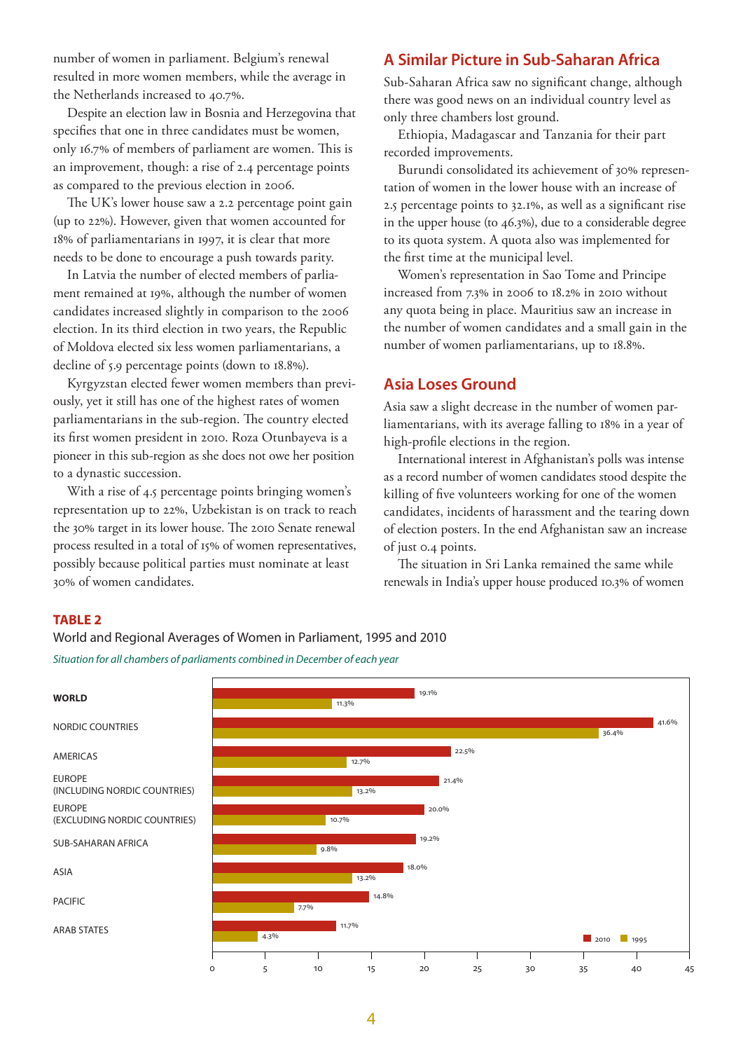number of women in parliament. Belgium's renewal resulted in more women members, while the average in the Netherlands increased to 40.7%.

Despite an election law in Bosnia and Herzegovina that specifies that one in three candidates must be women, only 16.7% of members of parliament are women. This is an improvement, though: a rise of 2.4 percentage points as compared to the previous election in 2006.

The UK's lower house saw a 2.2 percentage point gain (up to 22%). However, given that women accounted for 18% of parliamentarians in 1997, it is clear that more needs to be done to encourage a push towards parity.

In Latvia the number of elected members of parliament remained at 19%, although the number of women candidates increased slightly in comparison to the 2006 election. In its third election in two years, the Republic of Moldova elected six less women parliamentarians, a decline of 5.9 percentage points (down to 18.8%).

Kyrgyzstan elected fewer women members than previously, yet it still has one of the highest rates of women parliamentarians in the sub-region. The country elected its first women president in 2010. Roza Otunbayeva is a pioneer in this sub-region as she does not owe her position to a dynastic succession.

With a rise of 4.5 percentage points bringing women's representation up to 22%, Uzbekistan is on track to reach the 30% target in its lower house. The 2010 Senate renewal process resulted in a total of 15% of women representatives, possibly because political parties must nominate at least 30% of women candidates.

## A Similar Picture in Sub-Saharan Africa

Sub-Saharan Africa saw no significant change, although there was good news on an individual country level as only three chambers lost ground.

Ethiopia, Madagascar and Tanzania for their part recorded improvements.

Burundi consolidated its achievement of 30% representation of women in the lower house with an increase of 2.5 percentage points to 32.1%, as well as a significant rise in the upper house (to 46.3%), due to a considerable degree to its quota system. A quota also was implemented for the first time at the municipal level.

Women's representation in Sao Tome and Principe increased from 7.3% in 2006 to 18.2% in 2010 without any quota being in place. Mauritius saw an increase in the number of women candidates and a small gain in the number of women parliamentarians, up to 18.8%.

## Asia Loses Ground

Asia saw a slight decrease in the number of women parliamentarians, with its average falling to 18% in a year of high-profile elections in the region.

International interest in Afghanistan's polls was intense as a record number of women candidates stood despite the killing of five volunteers working for one of the women candidates, incidents of harassment and the tearing down of election posters. In the end Afghanistan saw an increase of just 0.4 points.

The situation in Sri Lanka remained the same while renewals in India's upper house produced 10.3% of women

**TABLE 2**

World and Regional Averages of Women in Parliament, 1995 and 2010

*Situation for all chambers of parliaments combined in December of each year*

| Region | 2010 | 1995 |
|---|---|---|
| **WORLD** | 19.1% | 11.3% |
| NORDIC COUNTRIES | 41.6% | 36.4% |
| AMERICAS | 22.5% | 12.7% |
| EUROPE (INCLUDING NORDIC COUNTRIES) | 21.4% | 13.2% |
| EUROPE (EXCLUDING NORDIC COUNTRIES) | 20.0% | 10.7% |
| SUB-SAHARAN AFRICA | 19.2% | 9.8% |
| ASIA | 18.0% | 13.2% |
| PACIFIC | 14.8% | 7.7% |
| ARAB STATES | 11.7% | 4.3% |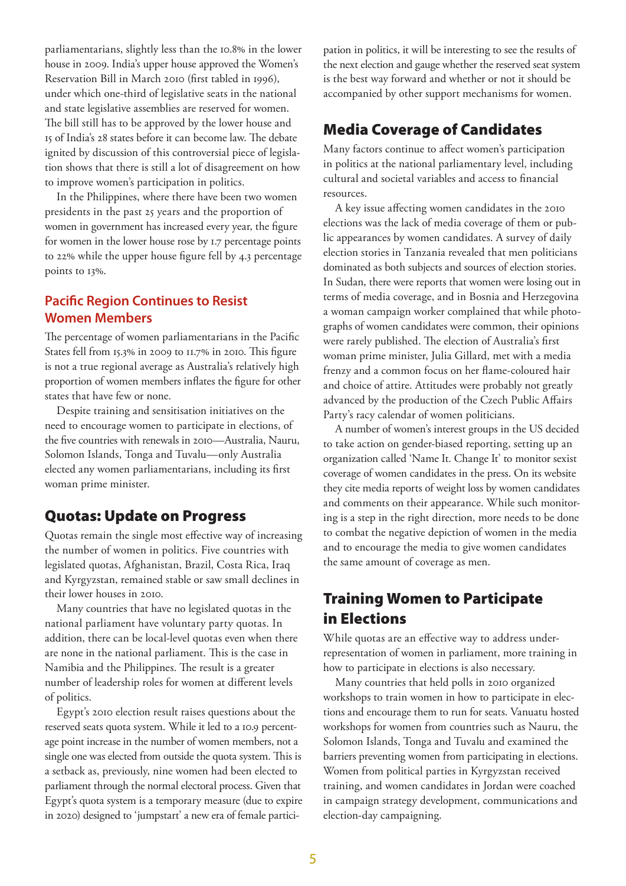parliamentarians, slightly less than the 10.8% in the lower house in 2009. India's upper house approved the Women's Reservation Bill in March 2010 (first tabled in 1996), under which one-third of legislative seats in the national and state legislative assemblies are reserved for women. The bill still has to be approved by the lower house and 15 of India's 28 states before it can become law. The debate ignited by discussion of this controversial piece of legislation shows that there is still a lot of disagreement on how to improve women's participation in politics.

In the Philippines, where there have been two women presidents in the past 25 years and the proportion of women in government has increased every year, the figure for women in the lower house rose by 1.7 percentage points to 22% while the upper house figure fell by 4.3 percentage points to 13%.

### Pacific Region Continues to Resist Women Members

The percentage of women parliamentarians in the Pacific States fell from 15.3% in 2009 to 11.7% in 2010. This figure is not a true regional average as Australia's relatively high proportion of women members inflates the figure for other states that have few or none.

Despite training and sensitisation initiatives on the need to encourage women to participate in elections, of the five countries with renewals in 2010—Australia, Nauru, Solomon Islands, Tonga and Tuvalu—only Australia elected any women parliamentarians, including its first woman prime minister.

## Quotas: Update on Progress

Quotas remain the single most effective way of increasing the number of women in politics. Five countries with legislated quotas, Afghanistan, Brazil, Costa Rica, Iraq and Kyrgyzstan, remained stable or saw small declines in their lower houses in 2010.

Many countries that have no legislated quotas in the national parliament have voluntary party quotas. In addition, there can be local-level quotas even when there are none in the national parliament. This is the case in Namibia and the Philippines. The result is a greater number of leadership roles for women at different levels of politics.

Egypt's 2010 election result raises questions about the reserved seats quota system. While it led to a 10.9 percentage point increase in the number of women members, not a single one was elected from outside the quota system. This is a setback as, previously, nine women had been elected to parliament through the normal electoral process. Given that Egypt's quota system is a temporary measure (due to expire in 2020) designed to 'jumpstart' a new era of female participation in politics, it will be interesting to see the results of the next election and gauge whether the reserved seat system is the best way forward and whether or not it should be accompanied by other support mechanisms for women.

## Media Coverage of Candidates

Many factors continue to affect women's participation in politics at the national parliamentary level, including cultural and societal variables and access to financial resources.

A key issue affecting women candidates in the 2010 elections was the lack of media coverage of them or public appearances by women candidates. A survey of daily election stories in Tanzania revealed that men politicians dominated as both subjects and sources of election stories. In Sudan, there were reports that women were losing out in terms of media coverage, and in Bosnia and Herzegovina a woman campaign worker complained that while photographs of women candidates were common, their opinions were rarely published. The election of Australia's first woman prime minister, Julia Gillard, met with a media frenzy and a common focus on her flame-coloured hair and choice of attire. Attitudes were probably not greatly advanced by the production of the Czech Public Affairs Party's racy calendar of women politicians.

A number of women's interest groups in the US decided to take action on gender-biased reporting, setting up an organization called 'Name It. Change It' to monitor sexist coverage of women candidates in the press. On its website they cite media reports of weight loss by women candidates and comments on their appearance. While such monitoring is a step in the right direction, more needs to be done to combat the negative depiction of women in the media and to encourage the media to give women candidates the same amount of coverage as men.

## Training Women to Participate in Elections

While quotas are an effective way to address underrepresentation of women in parliament, more training in how to participate in elections is also necessary.

Many countries that held polls in 2010 organized workshops to train women in how to participate in elections and encourage them to run for seats. Vanuatu hosted workshops for women from countries such as Nauru, the Solomon Islands, Tonga and Tuvalu and examined the barriers preventing women from participating in elections. Women from political parties in Kyrgyzstan received training, and women candidates in Jordan were coached in campaign strategy development, communications and election-day campaigning.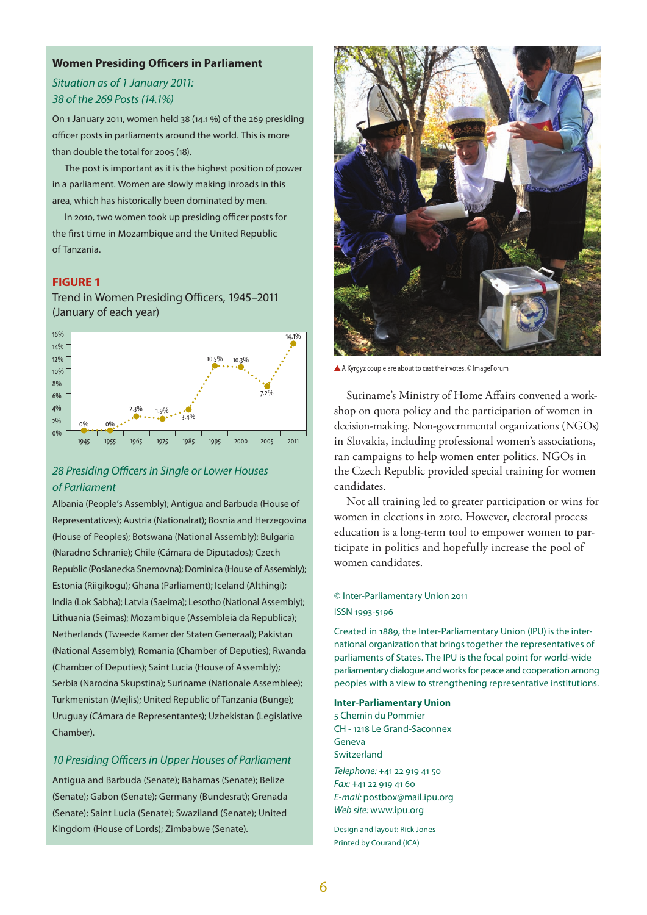## Women Presiding Officers in Parliament

*Situation as of 1 January 2011: 38 of the 269 Posts (14.1%)*

On 1 January 2011, women held 38 (14.1 %) of the 269 presiding officer posts in parliaments around the world. This is more than double the total for 2005 (18).

The post is important as it is the highest position of power in a parliament. Women are slowly making inroads in this area, which has historically been dominated by men.

In 2010, two women took up presiding officer posts for the first time in Mozambique and the United Republic of Tanzania.

**FIGURE 1**

Trend in Women Presiding Officers, 1945–2011 (January of each year)

16%
14%
12%
10%
8%
6%
4%
2%
0%

0%
0%
2.3%
1.9%
3.4%
10.5%
10.3%
7.2%
14.1%

1945 1955 1965 1975 1985 1995 2000 2005 2011

*28 Presiding Officers in Single or Lower Houses of Parliament*

Albania (People's Assembly); Antigua and Barbuda (House of Representatives); Austria (Nationalrat); Bosnia and Herzegovina (House of Peoples); Botswana (National Assembly); Bulgaria (Naradno Schranie); Chile (Cámara de Diputados); Czech Republic (Poslanecka Snemovna); Dominica (House of Assembly); Estonia (Riigikogu); Ghana (Parliament); Iceland (Althingi); India (Lok Sabha); Latvia (Saeima); Lesotho (National Assembly); Lithuania (Seimas); Mozambique (Assembleia da Republica); Netherlands (Tweede Kamer der Staten Generaal); Pakistan (National Assembly); Romania (Chamber of Deputies); Rwanda (Chamber of Deputies); Saint Lucia (House of Assembly); Serbia (Narodna Skupstina); Suriname (Nationale Assemblee); Turkmenistan (Mejlis); United Republic of Tanzania (Bunge); Uruguay (Cámara de Representantes); Uzbekistan (Legislative Chamber).

*10 Presiding Officers in Upper Houses of Parliament*

Antigua and Barbuda (Senate); Bahamas (Senate); Belize (Senate); Gabon (Senate); Germany (Bundesrat); Grenada (Senate); Saint Lucia (Senate); Swaziland (Senate); United Kingdom (House of Lords); Zimbabwe (Senate).

▲ A Kyrgyz couple are about to cast their votes. © ImageForum

Suriname's Ministry of Home Affairs convened a workshop on quota policy and the participation of women in decision-making. Non-governmental organizations (NGOs) in Slovakia, including professional women's associations, ran campaigns to help women enter politics. NGOs in the Czech Republic provided special training for women candidates.

Not all training led to greater participation or wins for women in elections in 2010. However, electoral process education is a long-term tool to empower women to participate in politics and hopefully increase the pool of women candidates.

© Inter-Parliamentary Union 2011
ISSN 1993-5196

Created in 1889, the Inter-Parliamentary Union (IPU) is the international organization that brings together the representatives of parliaments of States. The IPU is the focal point for world-wide parliamentary dialogue and works for peace and cooperation among peoples with a view to strengthening representative institutions.

**Inter-Parliamentary Union**
5 Chemin du Pommier
CH - 1218 Le Grand-Saconnex
Geneva
Switzerland

*Telephone:* +41 22 919 41 50
*Fax:* +41 22 919 41 60
*E-mail:* postbox@mail.ipu.org
*Web site:* www.ipu.org

Design and layout: Rick Jones
Printed by Courand (ICA)